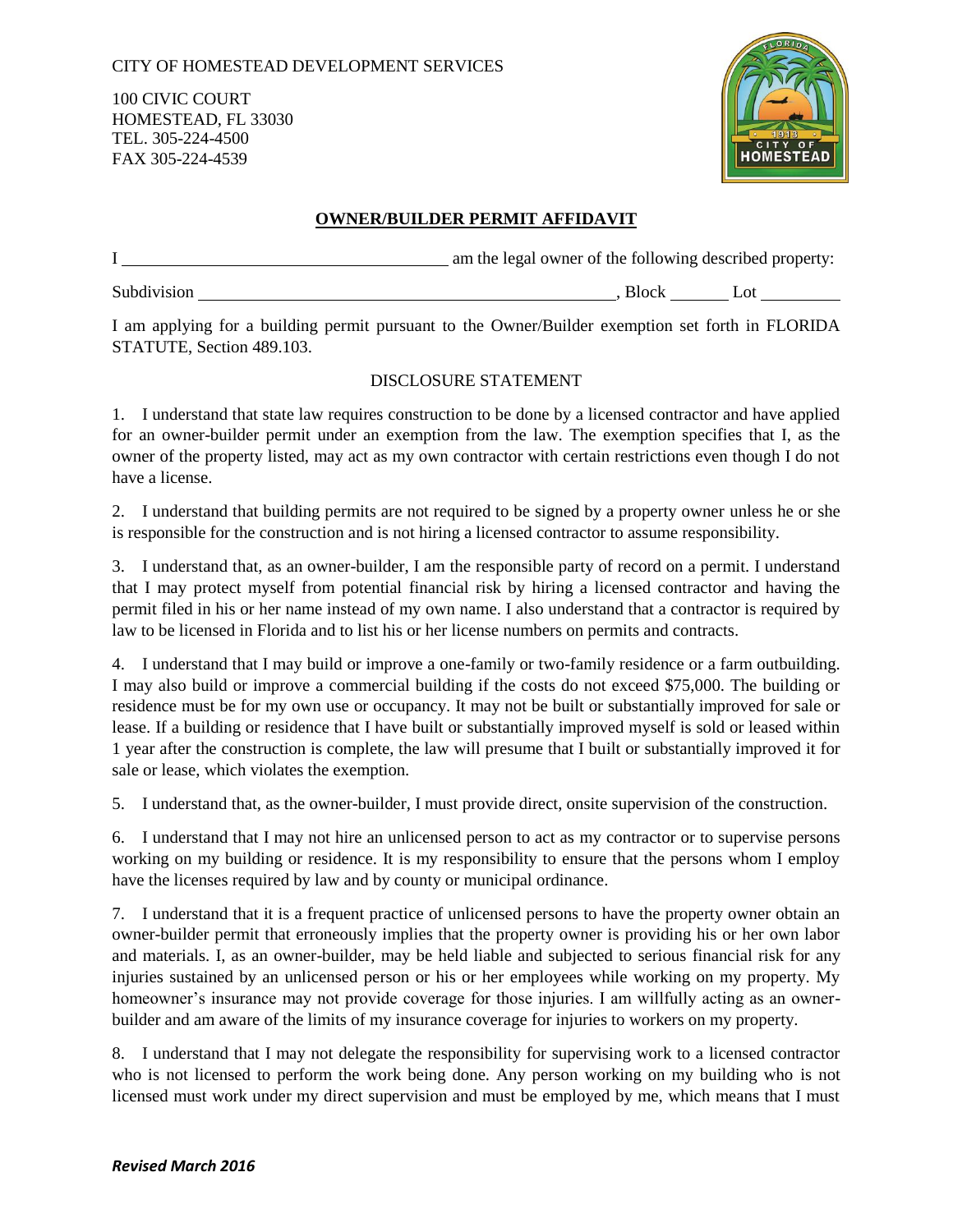CITY OF HOMESTEAD DEVELOPMENT SERVICES

100 CIVIC COURT
HOMESTEAD, FL 33030
TEL. 305-224-4500
FAX 305-224-4539

## OWNER/BUILDER PERMIT AFFIDAVIT

I ______________________________________ am the legal owner of the following described property:

Subdivision ______________________________________________, Block _______ Lot _________

I am applying for a building permit pursuant to the Owner/Builder exemption set forth in FLORIDA STATUTE, Section 489.103.

### DISCLOSURE STATEMENT

1. I understand that state law requires construction to be done by a licensed contractor and have applied for an owner-builder permit under an exemption from the law. The exemption specifies that I, as the owner of the property listed, may act as my own contractor with certain restrictions even though I do not have a license.

2. I understand that building permits are not required to be signed by a property owner unless he or she is responsible for the construction and is not hiring a licensed contractor to assume responsibility.

3. I understand that, as an owner-builder, I am the responsible party of record on a permit. I understand that I may protect myself from potential financial risk by hiring a licensed contractor and having the permit filed in his or her name instead of my own name. I also understand that a contractor is required by law to be licensed in Florida and to list his or her license numbers on permits and contracts.

4. I understand that I may build or improve a one-family or two-family residence or a farm outbuilding. I may also build or improve a commercial building if the costs do not exceed $75,000. The building or residence must be for my own use or occupancy. It may not be built or substantially improved for sale or lease. If a building or residence that I have built or substantially improved myself is sold or leased within 1 year after the construction is complete, the law will presume that I built or substantially improved it for sale or lease, which violates the exemption.

5. I understand that, as the owner-builder, I must provide direct, onsite supervision of the construction.

6. I understand that I may not hire an unlicensed person to act as my contractor or to supervise persons working on my building or residence. It is my responsibility to ensure that the persons whom I employ have the licenses required by law and by county or municipal ordinance.

7. I understand that it is a frequent practice of unlicensed persons to have the property owner obtain an owner-builder permit that erroneously implies that the property owner is providing his or her own labor and materials. I, as an owner-builder, may be held liable and subjected to serious financial risk for any injuries sustained by an unlicensed person or his or her employees while working on my property. My homeowner's insurance may not provide coverage for those injuries. I am willfully acting as an owner-builder and am aware of the limits of my insurance coverage for injuries to workers on my property.

8. I understand that I may not delegate the responsibility for supervising work to a licensed contractor who is not licensed to perform the work being done. Any person working on my building who is not licensed must work under my direct supervision and must be employed by me, which means that I must

*Revised March 2016*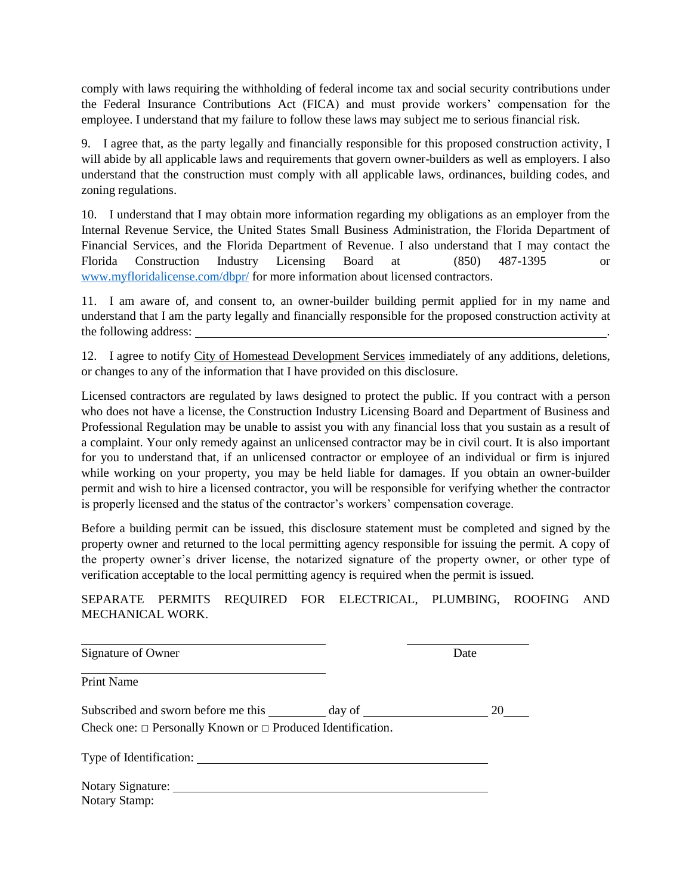comply with laws requiring the withholding of federal income tax and social security contributions under the Federal Insurance Contributions Act (FICA) and must provide workers' compensation for the employee. I understand that my failure to follow these laws may subject me to serious financial risk.

9. I agree that, as the party legally and financially responsible for this proposed construction activity, I will abide by all applicable laws and requirements that govern owner-builders as well as employers. I also understand that the construction must comply with all applicable laws, ordinances, building codes, and zoning regulations.

10. I understand that I may obtain more information regarding my obligations as an employer from the Internal Revenue Service, the United States Small Business Administration, the Florida Department of Financial Services, and the Florida Department of Revenue. I also understand that I may contact the Florida Construction Industry Licensing Board at (850) 487-1395 or www.myfloridalicense.com/dbpr/ for more information about licensed contractors.

11. I am aware of, and consent to, an owner-builder building permit applied for in my name and understand that I am the party legally and financially responsible for the proposed construction activity at the following address: ______________________________________________.

12. I agree to notify City of Homestead Development Services immediately of any additions, deletions, or changes to any of the information that I have provided on this disclosure.

Licensed contractors are regulated by laws designed to protect the public. If you contract with a person who does not have a license, the Construction Industry Licensing Board and Department of Business and Professional Regulation may be unable to assist you with any financial loss that you sustain as a result of a complaint. Your only remedy against an unlicensed contractor may be in civil court. It is also important for you to understand that, if an unlicensed contractor or employee of an individual or firm is injured while working on your property, you may be held liable for damages. If you obtain an owner-builder permit and wish to hire a licensed contractor, you will be responsible for verifying whether the contractor is properly licensed and the status of the contractor's workers' compensation coverage.

Before a building permit can be issued, this disclosure statement must be completed and signed by the property owner and returned to the local permitting agency responsible for issuing the permit. A copy of the property owner's driver license, the notarized signature of the property owner, or other type of verification acceptable to the local permitting agency is required when the permit is issued.

SEPARATE PERMITS REQUIRED FOR ELECTRICAL, PLUMBING, ROOFING AND MECHANICAL WORK.

______________________________ ______________________

Signature of Owner Date

______________________________

Print Name

Subscribed and sworn before me this ________ day of ________________ 20____

Check one: □ Personally Known or □ Produced Identification.

Type of Identification: ______________________________________

Notary Signature: ______________________________________

Notary Stamp: